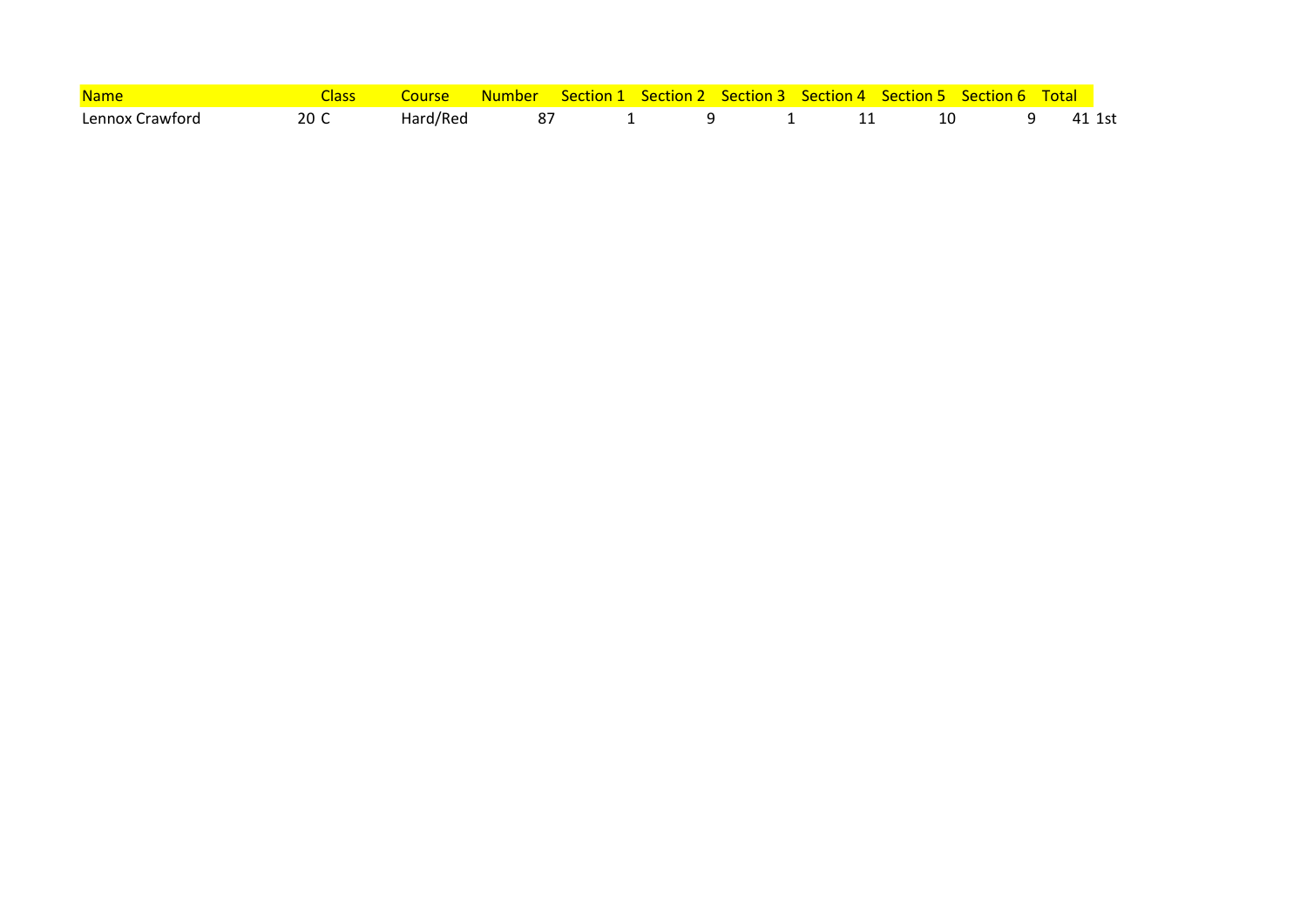| Name | Class | Course | Number | Section 1 | Section 2 | Section 3 | Section 4 | Section 5 | Section 6 | Total | |
|---|---|---|---|---|---|---|---|---|---|---|---|
| Lennox Crawford | 20 C | Hard/Red | 87 | 1 | 9 | 1 | 11 | 10 | 9 | 41 | 1st |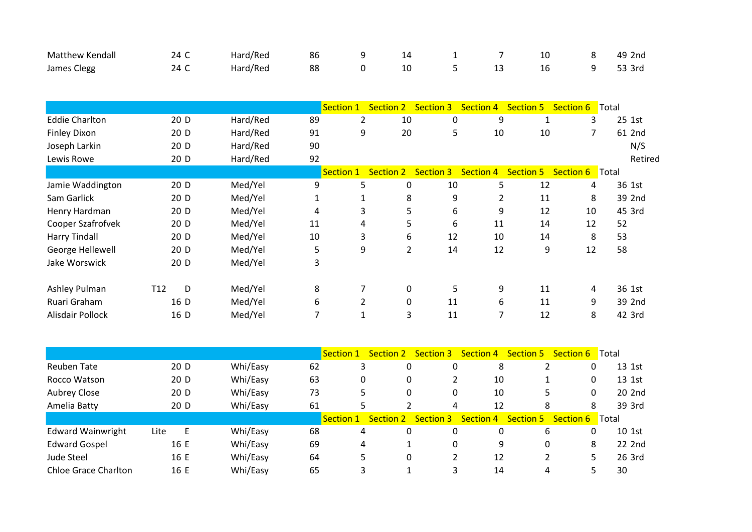| | | | | | | | | | | | | |
|---|---|---|---|---|---|---|---|---|---|---|---|---|
| Matthew Kendall | 24 | C | Hard/Red | 86 | 9 | 14 | 1 | 7 | 10 | 8 | 49 | 2nd |
| James Clegg | 24 | C | Hard/Red | 88 | 0 | 10 | 5 | 13 | 16 | 9 | 53 | 3rd |

| | | | | | Section 1 | Section 2 | Section 3 | Section 4 | Section 5 | Section 6 | Total | |
|---|---|---|---|---|---|---|---|---|---|---|---|---|
| Eddie Charlton | 20 | D | Hard/Red | 89 | 2 | 10 | 0 | 9 | 1 | 3 | 25 | 1st |
| Finley Dixon | 20 | D | Hard/Red | 91 | 9 | 20 | 5 | 10 | 10 | 7 | 61 | 2nd |
| Joseph Larkin | 20 | D | Hard/Red | 90 | | | | | | | | N/S |
| Lewis Rowe | 20 | D | Hard/Red | 92 | | | | | | | | Retired |
| | | | | | Section 1 | Section 2 | Section 3 | Section 4 | Section 5 | Section 6 | Total | |
| Jamie Waddington | 20 | D | Med/Yel | 9 | 5 | 0 | 10 | 5 | 12 | 4 | 36 | 1st |
| Sam Garlick | 20 | D | Med/Yel | 1 | 1 | 8 | 9 | 2 | 11 | 8 | 39 | 2nd |
| Henry Hardman | 20 | D | Med/Yel | 4 | 3 | 5 | 6 | 9 | 12 | 10 | 45 | 3rd |
| Cooper Szafrofvek | 20 | D | Med/Yel | 11 | 4 | 5 | 6 | 11 | 14 | 12 | 52 | |
| Harry Tindall | 20 | D | Med/Yel | 10 | 3 | 6 | 12 | 10 | 14 | 8 | 53 | |
| George Hellewell | 20 | D | Med/Yel | 5 | 9 | 2 | 14 | 12 | 9 | 12 | 58 | |
| Jake Worswick | 20 | D | Med/Yel | 3 | | | | | | | | |
| | | | | | | | | | | | | |
| Ashley Pulman | T12 | D | Med/Yel | 8 | 7 | 0 | 5 | 9 | 11 | 4 | 36 | 1st |
| Ruari Graham | 16 | D | Med/Yel | 6 | 2 | 0 | 11 | 6 | 11 | 9 | 39 | 2nd |
| Alisdair Pollock | 16 | D | Med/Yel | 7 | 1 | 3 | 11 | 7 | 12 | 8 | 42 | 3rd |

| | | | | | Section 1 | Section 2 | Section 3 | Section 4 | Section 5 | Section 6 | Total | |
|---|---|---|---|---|---|---|---|---|---|---|---|---|
| Reuben Tate | 20 | D | Whi/Easy | 62 | 3 | 0 | 0 | 8 | 2 | 0 | 13 | 1st |
| Rocco Watson | 20 | D | Whi/Easy | 63 | 0 | 0 | 2 | 10 | 1 | 0 | 13 | 1st |
| Aubrey Close | 20 | D | Whi/Easy | 73 | 5 | 0 | 0 | 10 | 5 | 0 | 20 | 2nd |
| Amelia Batty | 20 | D | Whi/Easy | 61 | 5 | 2 | 4 | 12 | 8 | 8 | 39 | 3rd |
| | | | | | Section 1 | Section 2 | Section 3 | Section 4 | Section 5 | Section 6 | Total | |
| Edward Wainwright | Lite | E | Whi/Easy | 68 | 4 | 0 | 0 | 0 | 6 | 0 | 10 | 1st |
| Edward Gospel | 16 | E | Whi/Easy | 69 | 4 | 1 | 0 | 9 | 0 | 8 | 22 | 2nd |
| Jude Steel | 16 | E | Whi/Easy | 64 | 5 | 0 | 2 | 12 | 2 | 5 | 26 | 3rd |
| Chloe Grace Charlton | 16 | E | Whi/Easy | 65 | 3 | 1 | 3 | 14 | 4 | 5 | 30 | |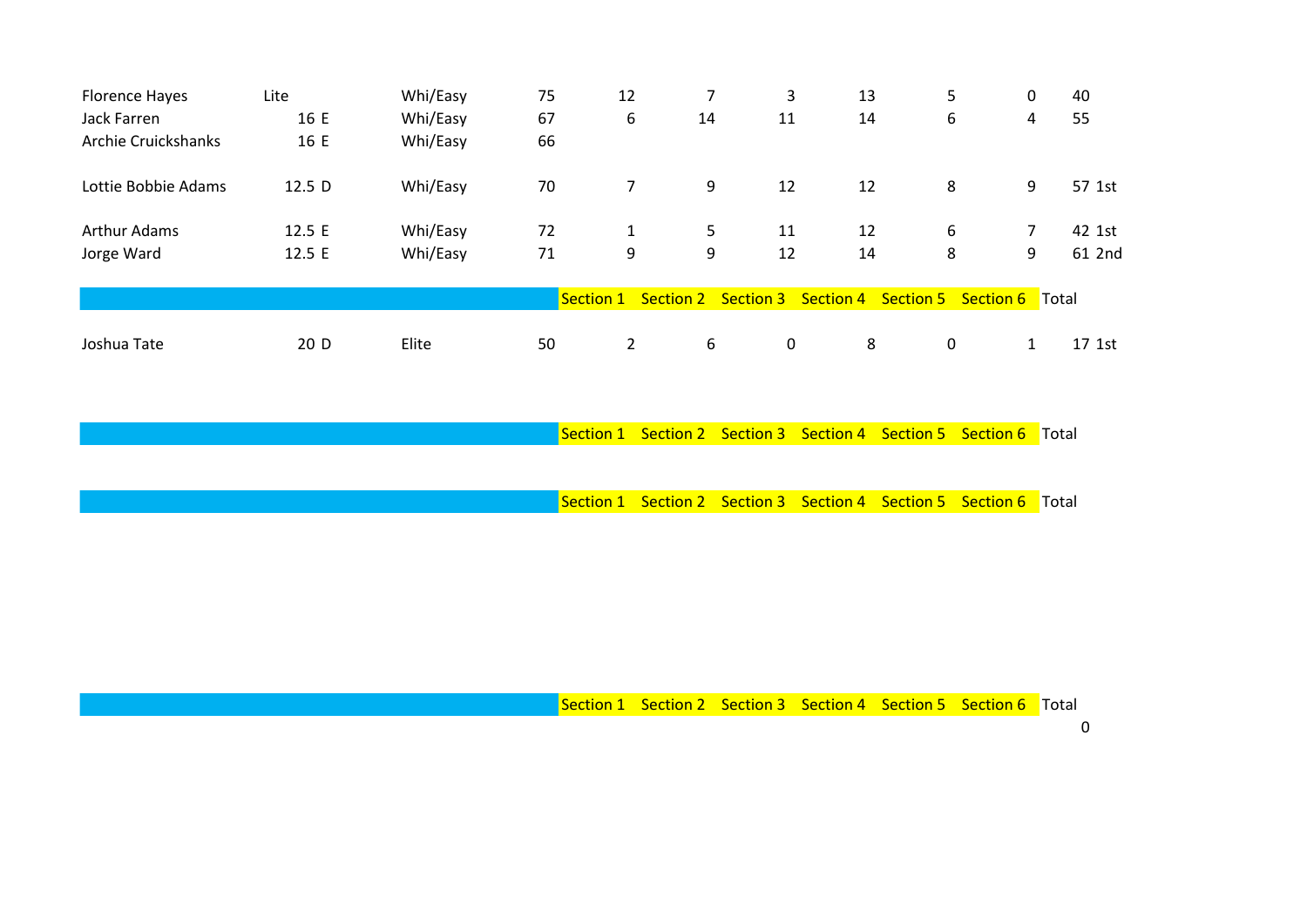| | | | | | | | | | | | |
|---|---|---|---|---|---|---|---|---|---|---|---|
| Florence Hayes | Lite | Whi/Easy | 75 | 12 | 7 | 3 | 13 | 5 | 0 | 40 | |
| Jack Farren | 16 E | Whi/Easy | 67 | 6 | 14 | 11 | 14 | 6 | 4 | 55 | |
| Archie Cruickshanks | 16 E | Whi/Easy | 66 | | | | | | | | |
| Lottie Bobbie Adams | 12.5 D | Whi/Easy | 70 | 7 | 9 | 12 | 12 | 8 | 9 | 57 | 1st |
| Arthur Adams | 12.5 E | Whi/Easy | 72 | 1 | 5 | 11 | 12 | 6 | 7 | 42 | 1st |
| Jorge Ward | 12.5 E | Whi/Easy | 71 | 9 | 9 | 12 | 14 | 8 | 9 | 61 | 2nd |

| | | | | Section 1 | Section 2 | Section 3 | Section 4 | Section 5 | Section 6 | Total | |
|---|---|---|---|---|---|---|---|---|---|---|---|
| Joshua Tate | 20 D | Elite | 50 | 2 | 6 | 0 | 8 | 0 | 1 | 17 | 1st |

| | | | | Section 1 | Section 2 | Section 3 | Section 4 | Section 5 | Section 6 | Total |
|---|---|---|---|---|---|---|---|---|---|---|

| | | | | Section 1 | Section 2 | Section 3 | Section 4 | Section 5 | Section 6 | Total |
|---|---|---|---|---|---|---|---|---|---|---|

| | | | | Section 1 | Section 2 | Section 3 | Section 4 | Section 5 | Section 6 | Total |
|---|---|---|---|---|---|---|---|---|---|---|
| | | | | | | | | | | 0 |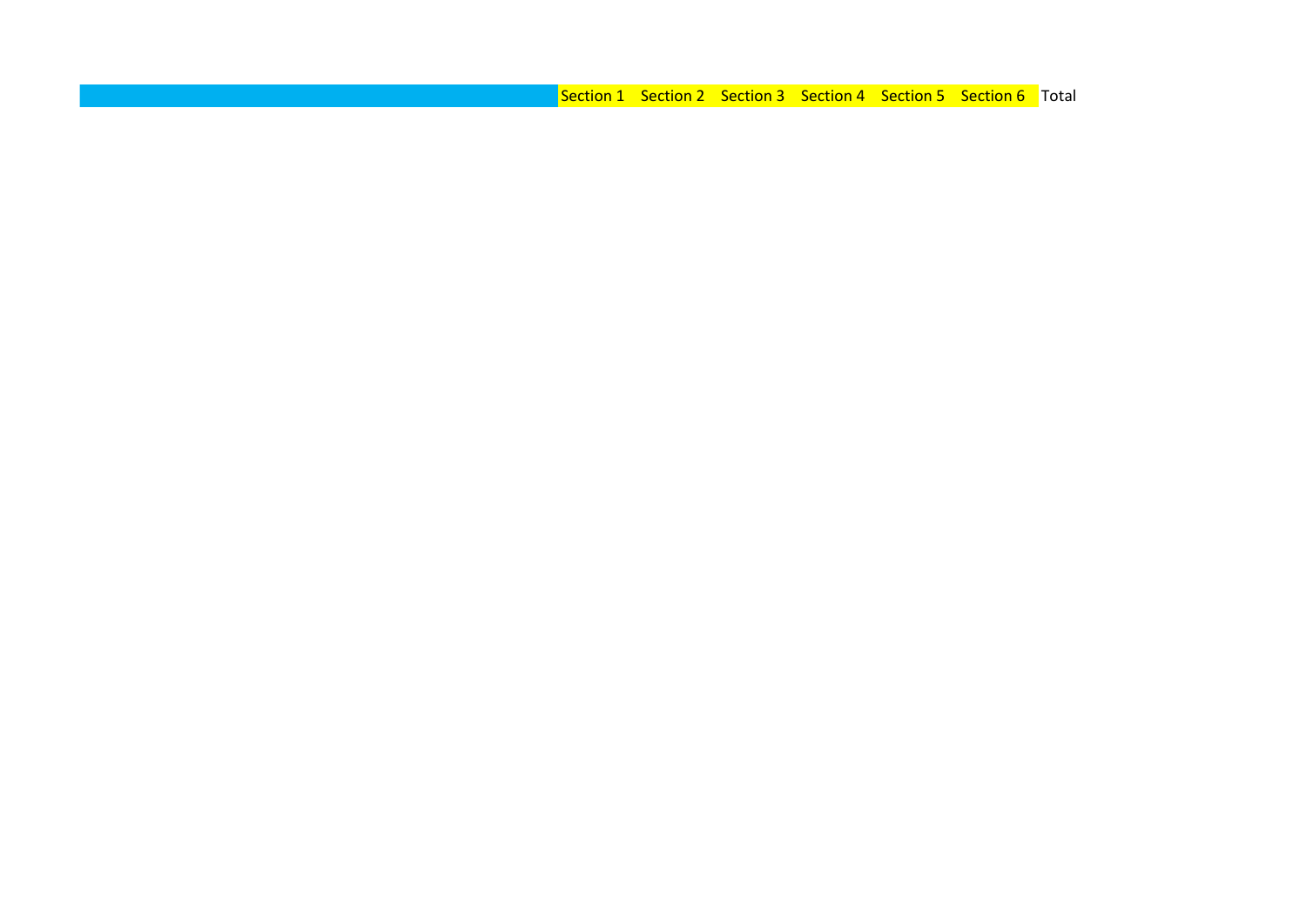| | Section 1 | Section 2 | Section 3 | Section 4 | Section 5 | Section 6 | Total |
|---|---|---|---|---|---|---|---|